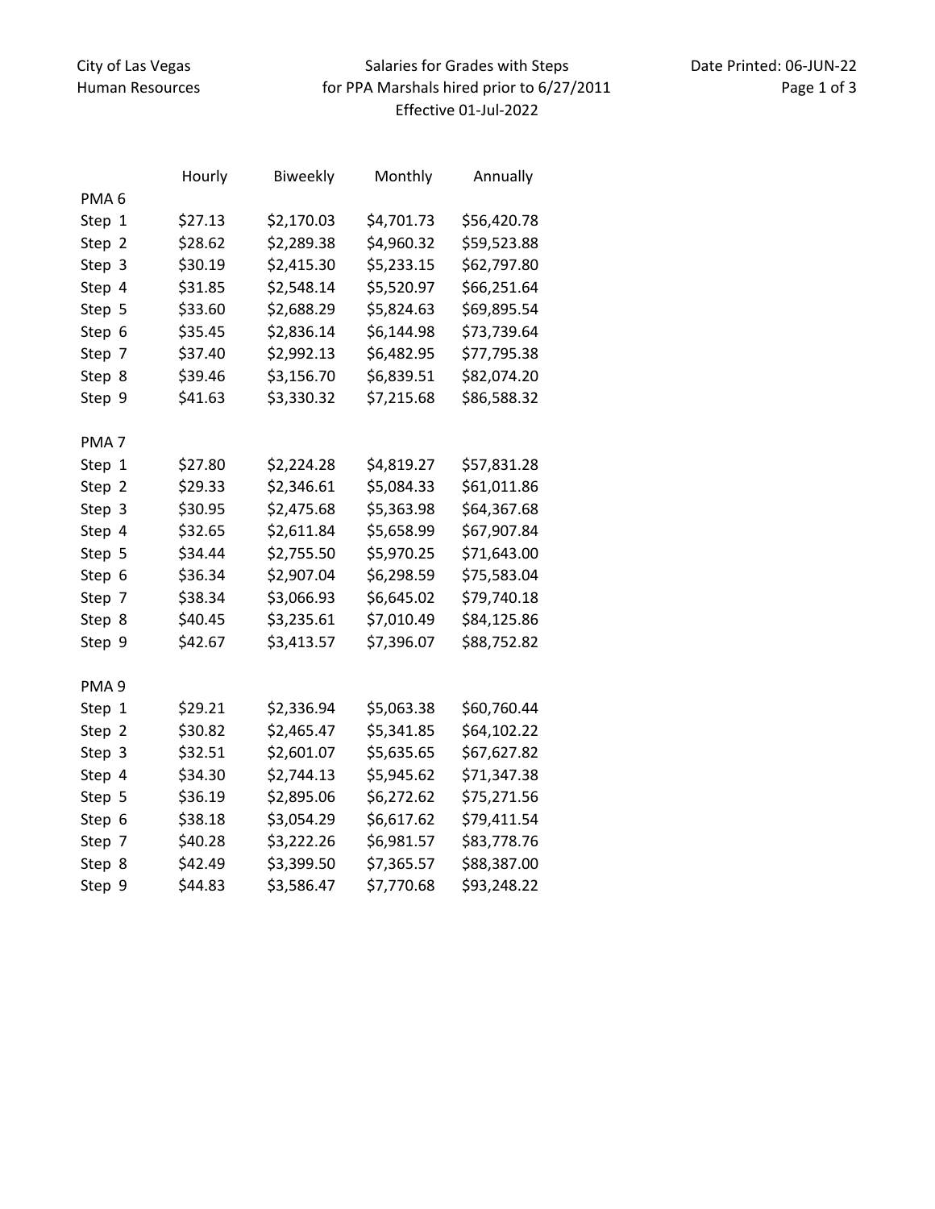City of Las Vegas
Human Resources

Salaries for Grades with Steps
for PPA Marshals hired prior to 6/27/2011
Effective 01-Jul-2022

Date Printed: 06-JUN-22

| | Hourly | Biweekly | Monthly | Annually |
|---|---|---|---|---|
| PMA 6 | | | | |
| Step 1 | $27.13 | $2,170.03 | $4,701.73 | $56,420.78 |
| Step 2 | $28.62 | $2,289.38 | $4,960.32 | $59,523.88 |
| Step 3 | $30.19 | $2,415.30 | $5,233.15 | $62,797.80 |
| Step 4 | $31.85 | $2,548.14 | $5,520.97 | $66,251.64 |
| Step 5 | $33.60 | $2,688.29 | $5,824.63 | $69,895.54 |
| Step 6 | $35.45 | $2,836.14 | $6,144.98 | $73,739.64 |
| Step 7 | $37.40 | $2,992.13 | $6,482.95 | $77,795.38 |
| Step 8 | $39.46 | $3,156.70 | $6,839.51 | $82,074.20 |
| Step 9 | $41.63 | $3,330.32 | $7,215.68 | $86,588.32 |
| PMA 7 | | | | |
| Step 1 | $27.80 | $2,224.28 | $4,819.27 | $57,831.28 |
| Step 2 | $29.33 | $2,346.61 | $5,084.33 | $61,011.86 |
| Step 3 | $30.95 | $2,475.68 | $5,363.98 | $64,367.68 |
| Step 4 | $32.65 | $2,611.84 | $5,658.99 | $67,907.84 |
| Step 5 | $34.44 | $2,755.50 | $5,970.25 | $71,643.00 |
| Step 6 | $36.34 | $2,907.04 | $6,298.59 | $75,583.04 |
| Step 7 | $38.34 | $3,066.93 | $6,645.02 | $79,740.18 |
| Step 8 | $40.45 | $3,235.61 | $7,010.49 | $84,125.86 |
| Step 9 | $42.67 | $3,413.57 | $7,396.07 | $88,752.82 |
| PMA 9 | | | | |
| Step 1 | $29.21 | $2,336.94 | $5,063.38 | $60,760.44 |
| Step 2 | $30.82 | $2,465.47 | $5,341.85 | $64,102.22 |
| Step 3 | $32.51 | $2,601.07 | $5,635.65 | $67,627.82 |
| Step 4 | $34.30 | $2,744.13 | $5,945.62 | $71,347.38 |
| Step 5 | $36.19 | $2,895.06 | $6,272.62 | $75,271.56 |
| Step 6 | $38.18 | $3,054.29 | $6,617.62 | $79,411.54 |
| Step 7 | $40.28 | $3,222.26 | $6,981.57 | $83,778.76 |
| Step 8 | $42.49 | $3,399.50 | $7,365.57 | $88,387.00 |
| Step 9 | $44.83 | $3,586.47 | $7,770.68 | $93,248.22 |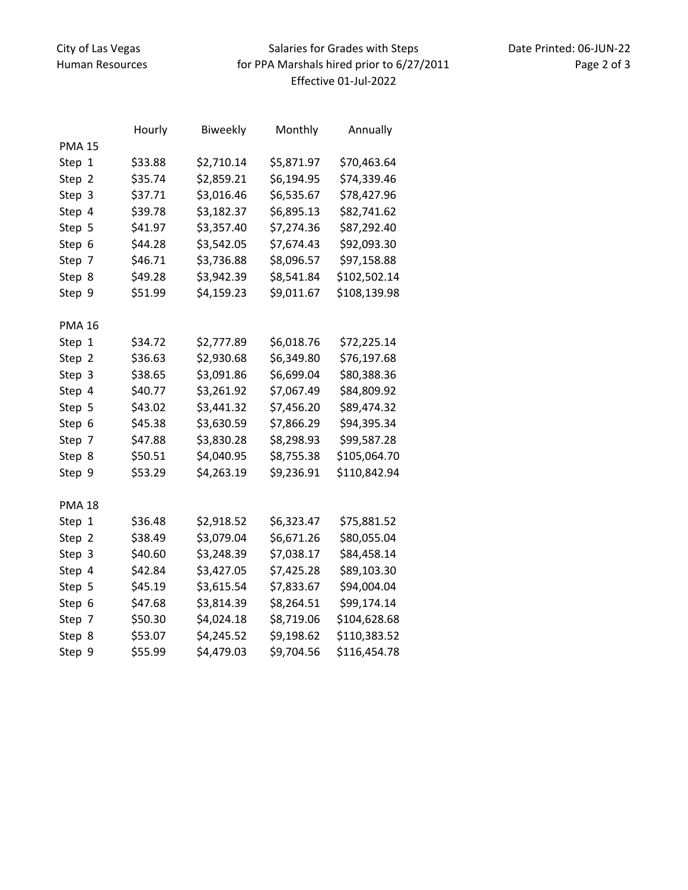City of Las Vegas
Human Resources

Salaries for Grades with Steps
for PPA Marshals hired prior to 6/27/2011
Effective 01-Jul-2022

Date Printed: 06-JUN-22

| | Hourly | Biweekly | Monthly | Annually |
|---|---|---|---|---|
| **PMA 15** | | | | |
| Step 1 | $33.88 | $2,710.14 | $5,871.97 | $70,463.64 |
| Step 2 | $35.74 | $2,859.21 | $6,194.95 | $74,339.46 |
| Step 3 | $37.71 | $3,016.46 | $6,535.67 | $78,427.96 |
| Step 4 | $39.78 | $3,182.37 | $6,895.13 | $82,741.62 |
| Step 5 | $41.97 | $3,357.40 | $7,274.36 | $87,292.40 |
| Step 6 | $44.28 | $3,542.05 | $7,674.43 | $92,093.30 |
| Step 7 | $46.71 | $3,736.88 | $8,096.57 | $97,158.88 |
| Step 8 | $49.28 | $3,942.39 | $8,541.84 | $102,502.14 |
| Step 9 | $51.99 | $4,159.23 | $9,011.67 | $108,139.98 |
| **PMA 16** | | | | |
| Step 1 | $34.72 | $2,777.89 | $6,018.76 | $72,225.14 |
| Step 2 | $36.63 | $2,930.68 | $6,349.80 | $76,197.68 |
| Step 3 | $38.65 | $3,091.86 | $6,699.04 | $80,388.36 |
| Step 4 | $40.77 | $3,261.92 | $7,067.49 | $84,809.92 |
| Step 5 | $43.02 | $3,441.32 | $7,456.20 | $89,474.32 |
| Step 6 | $45.38 | $3,630.59 | $7,866.29 | $94,395.34 |
| Step 7 | $47.88 | $3,830.28 | $8,298.93 | $99,587.28 |
| Step 8 | $50.51 | $4,040.95 | $8,755.38 | $105,064.70 |
| Step 9 | $53.29 | $4,263.19 | $9,236.91 | $110,842.94 |
| **PMA 18** | | | | |
| Step 1 | $36.48 | $2,918.52 | $6,323.47 | $75,881.52 |
| Step 2 | $38.49 | $3,079.04 | $6,671.26 | $80,055.04 |
| Step 3 | $40.60 | $3,248.39 | $7,038.17 | $84,458.14 |
| Step 4 | $42.84 | $3,427.05 | $7,425.28 | $89,103.30 |
| Step 5 | $45.19 | $3,615.54 | $7,833.67 | $94,004.04 |
| Step 6 | $47.68 | $3,814.39 | $8,264.51 | $99,174.14 |
| Step 7 | $50.30 | $4,024.18 | $8,719.06 | $104,628.68 |
| Step 8 | $53.07 | $4,245.52 | $9,198.62 | $110,383.52 |
| Step 9 | $55.99 | $4,479.03 | $9,704.56 | $116,454.78 |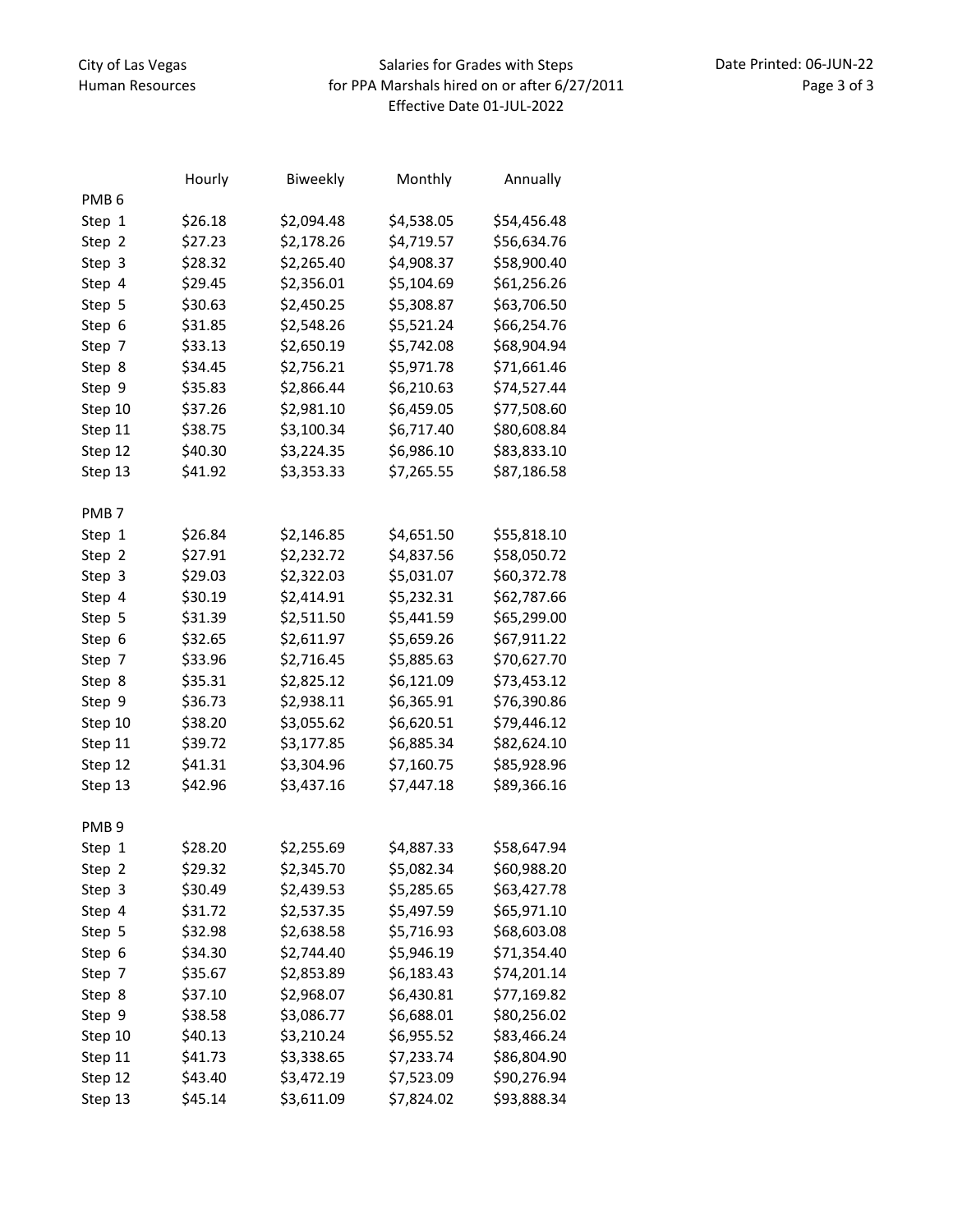City of Las Vegas
Human Resources

Salaries for Grades with Steps
for PPA Marshals hired on or after 6/27/2011
Effective Date 01-JUL-2022

Date Printed: 06-JUN-22

| | Hourly | Biweekly | Monthly | Annually |
|---|---|---|---|---|
| PMB 6 | | | | |
| Step 1 | $26.18 | $2,094.48 | $4,538.05 | $54,456.48 |
| Step 2 | $27.23 | $2,178.26 | $4,719.57 | $56,634.76 |
| Step 3 | $28.32 | $2,265.40 | $4,908.37 | $58,900.40 |
| Step 4 | $29.45 | $2,356.01 | $5,104.69 | $61,256.26 |
| Step 5 | $30.63 | $2,450.25 | $5,308.87 | $63,706.50 |
| Step 6 | $31.85 | $2,548.26 | $5,521.24 | $66,254.76 |
| Step 7 | $33.13 | $2,650.19 | $5,742.08 | $68,904.94 |
| Step 8 | $34.45 | $2,756.21 | $5,971.78 | $71,661.46 |
| Step 9 | $35.83 | $2,866.44 | $6,210.63 | $74,527.44 |
| Step 10 | $37.26 | $2,981.10 | $6,459.05 | $77,508.60 |
| Step 11 | $38.75 | $3,100.34 | $6,717.40 | $80,608.84 |
| Step 12 | $40.30 | $3,224.35 | $6,986.10 | $83,833.10 |
| Step 13 | $41.92 | $3,353.33 | $7,265.55 | $87,186.58 |
| PMB 7 | | | | |
| Step 1 | $26.84 | $2,146.85 | $4,651.50 | $55,818.10 |
| Step 2 | $27.91 | $2,232.72 | $4,837.56 | $58,050.72 |
| Step 3 | $29.03 | $2,322.03 | $5,031.07 | $60,372.78 |
| Step 4 | $30.19 | $2,414.91 | $5,232.31 | $62,787.66 |
| Step 5 | $31.39 | $2,511.50 | $5,441.59 | $65,299.00 |
| Step 6 | $32.65 | $2,611.97 | $5,659.26 | $67,911.22 |
| Step 7 | $33.96 | $2,716.45 | $5,885.63 | $70,627.70 |
| Step 8 | $35.31 | $2,825.12 | $6,121.09 | $73,453.12 |
| Step 9 | $36.73 | $2,938.11 | $6,365.91 | $76,390.86 |
| Step 10 | $38.20 | $3,055.62 | $6,620.51 | $79,446.12 |
| Step 11 | $39.72 | $3,177.85 | $6,885.34 | $82,624.10 |
| Step 12 | $41.31 | $3,304.96 | $7,160.75 | $85,928.96 |
| Step 13 | $42.96 | $3,437.16 | $7,447.18 | $89,366.16 |
| PMB 9 | | | | |
| Step 1 | $28.20 | $2,255.69 | $4,887.33 | $58,647.94 |
| Step 2 | $29.32 | $2,345.70 | $5,082.34 | $60,988.20 |
| Step 3 | $30.49 | $2,439.53 | $5,285.65 | $63,427.78 |
| Step 4 | $31.72 | $2,537.35 | $5,497.59 | $65,971.10 |
| Step 5 | $32.98 | $2,638.58 | $5,716.93 | $68,603.08 |
| Step 6 | $34.30 | $2,744.40 | $5,946.19 | $71,354.40 |
| Step 7 | $35.67 | $2,853.89 | $6,183.43 | $74,201.14 |
| Step 8 | $37.10 | $2,968.07 | $6,430.81 | $77,169.82 |
| Step 9 | $38.58 | $3,086.77 | $6,688.01 | $80,256.02 |
| Step 10 | $40.13 | $3,210.24 | $6,955.52 | $83,466.24 |
| Step 11 | $41.73 | $3,338.65 | $7,233.74 | $86,804.90 |
| Step 12 | $43.40 | $3,472.19 | $7,523.09 | $90,276.94 |
| Step 13 | $45.14 | $3,611.09 | $7,824.02 | $93,888.34 |